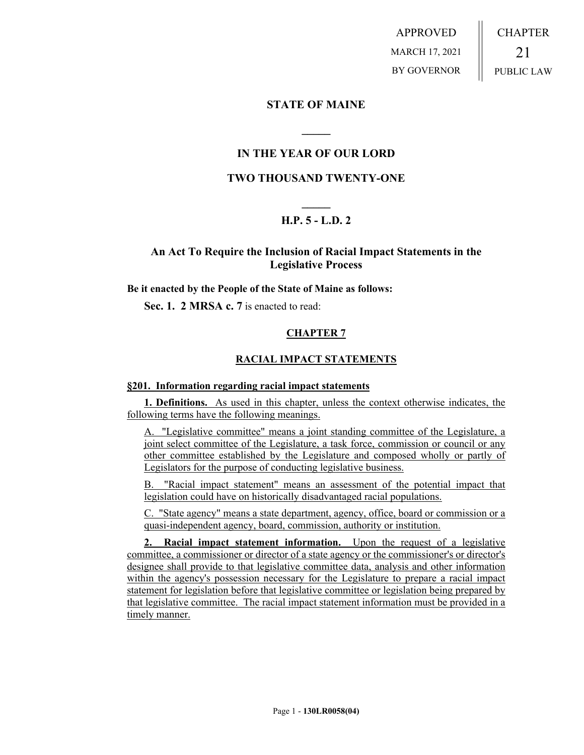APPROVED
MARCH 17, 2021
BY GOVERNOR

CHAPTER
21
PUBLIC LAW

# STATE OF MAINE

## IN THE YEAR OF OUR LORD

## TWO THOUSAND TWENTY-ONE

## H.P. 5 - L.D. 2

## An Act To Require the Inclusion of Racial Impact Statements in the Legislative Process

**Be it enacted by the People of the State of Maine as follows:**

**Sec. 1. 2 MRSA c. 7** is enacted to read:

### CHAPTER 7

### RACIAL IMPACT STATEMENTS

**§201. Information regarding racial impact statements**

**1. Definitions.** As used in this chapter, unless the context otherwise indicates, the following terms have the following meanings.

A. "Legislative committee" means a joint standing committee of the Legislature, a joint select committee of the Legislature, a task force, commission or council or any other committee established by the Legislature and composed wholly or partly of Legislators for the purpose of conducting legislative business.

B. "Racial impact statement" means an assessment of the potential impact that legislation could have on historically disadvantaged racial populations.

C. "State agency" means a state department, agency, office, board or commission or a quasi-independent agency, board, commission, authority or institution.

**2. Racial impact statement information.** Upon the request of a legislative committee, a commissioner or director of a state agency or the commissioner's or director's designee shall provide to that legislative committee data, analysis and other information within the agency's possession necessary for the Legislature to prepare a racial impact statement for legislation before that legislative committee or legislation being prepared by that legislative committee. The racial impact statement information must be provided in a timely manner.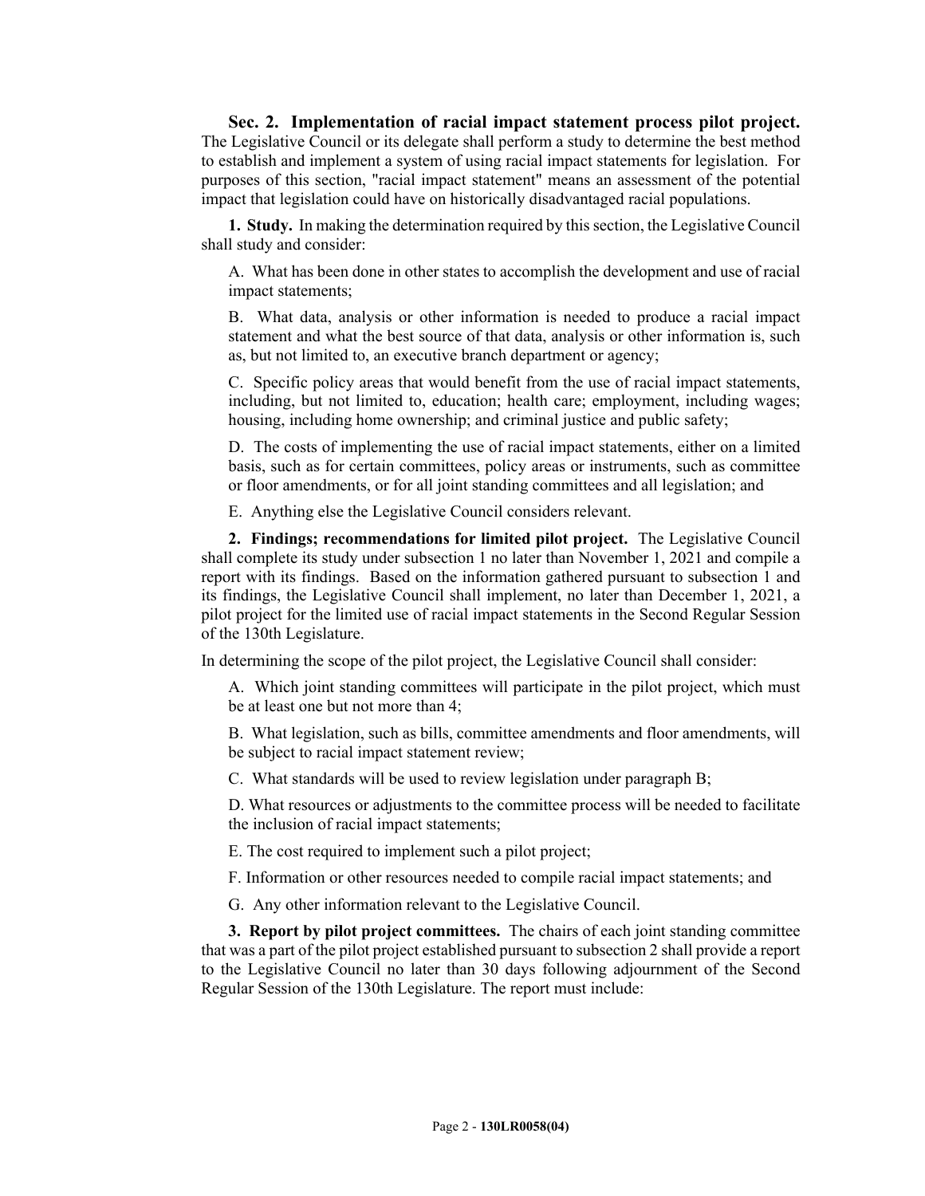**Sec. 2. Implementation of racial impact statement process pilot project.** The Legislative Council or its delegate shall perform a study to determine the best method to establish and implement a system of using racial impact statements for legislation. For purposes of this section, "racial impact statement" means an assessment of the potential impact that legislation could have on historically disadvantaged racial populations.

**1. Study.** In making the determination required by this section, the Legislative Council shall study and consider:

A. What has been done in other states to accomplish the development and use of racial impact statements;

B. What data, analysis or other information is needed to produce a racial impact statement and what the best source of that data, analysis or other information is, such as, but not limited to, an executive branch department or agency;

C. Specific policy areas that would benefit from the use of racial impact statements, including, but not limited to, education; health care; employment, including wages; housing, including home ownership; and criminal justice and public safety;

D. The costs of implementing the use of racial impact statements, either on a limited basis, such as for certain committees, policy areas or instruments, such as committee or floor amendments, or for all joint standing committees and all legislation; and

E. Anything else the Legislative Council considers relevant.

**2. Findings; recommendations for limited pilot project.** The Legislative Council shall complete its study under subsection 1 no later than November 1, 2021 and compile a report with its findings. Based on the information gathered pursuant to subsection 1 and its findings, the Legislative Council shall implement, no later than December 1, 2021, a pilot project for the limited use of racial impact statements in the Second Regular Session of the 130th Legislature.

In determining the scope of the pilot project, the Legislative Council shall consider:

A. Which joint standing committees will participate in the pilot project, which must be at least one but not more than 4;

B. What legislation, such as bills, committee amendments and floor amendments, will be subject to racial impact statement review;

C. What standards will be used to review legislation under paragraph B;

D. What resources or adjustments to the committee process will be needed to facilitate the inclusion of racial impact statements;

E. The cost required to implement such a pilot project;

F. Information or other resources needed to compile racial impact statements; and

G. Any other information relevant to the Legislative Council.

**3. Report by pilot project committees.** The chairs of each joint standing committee that was a part of the pilot project established pursuant to subsection 2 shall provide a report to the Legislative Council no later than 30 days following adjournment of the Second Regular Session of the 130th Legislature. The report must include: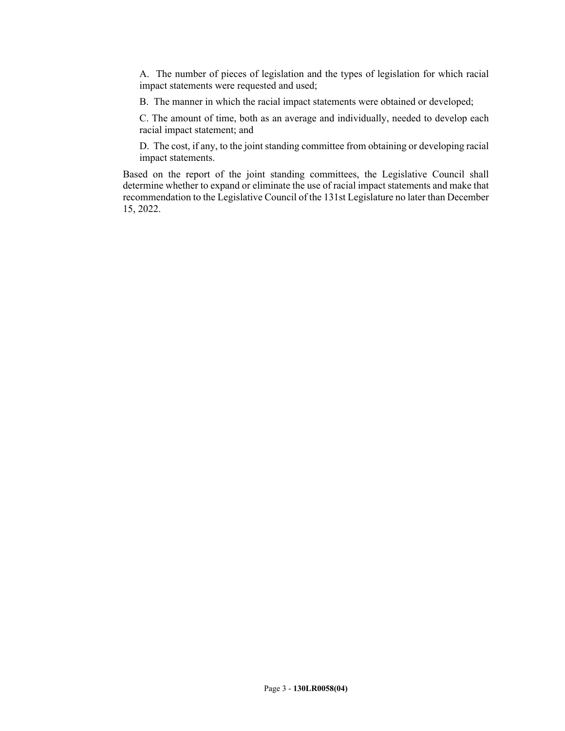A. The number of pieces of legislation and the types of legislation for which racial impact statements were requested and used;

B. The manner in which the racial impact statements were obtained or developed;

C. The amount of time, both as an average and individually, needed to develop each racial impact statement; and

D. The cost, if any, to the joint standing committee from obtaining or developing racial impact statements.

Based on the report of the joint standing committees, the Legislative Council shall determine whether to expand or eliminate the use of racial impact statements and make that recommendation to the Legislative Council of the 131st Legislature no later than December 15, 2022.